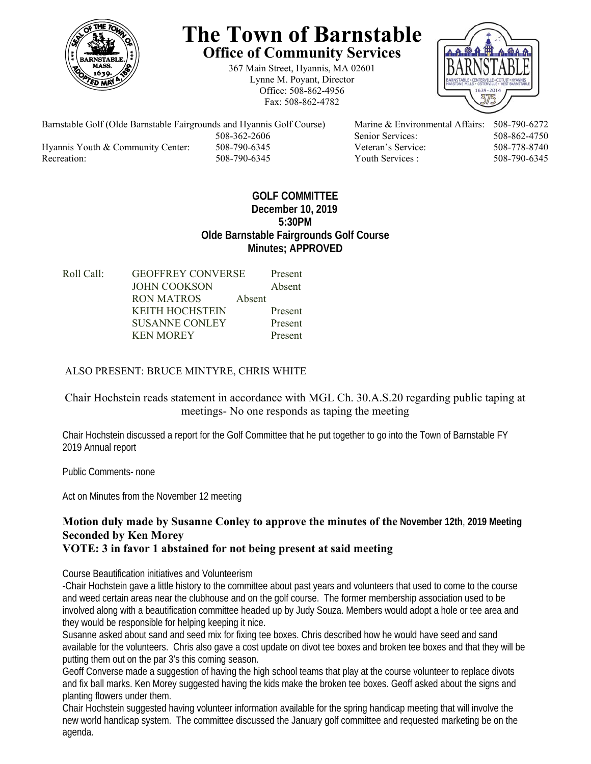# The Town of Barnstable

## Office of Community Services

367 Main Street, Hyannis, MA 02601
Lynne M. Poyant, Director
Office: 508-862-4956
Fax: 508-862-4782

| | | | |
|---|---|---|---|
| Barnstable Golf (Olde Barnstable Fairgrounds and Hyannis Golf Course) | 508-362-2606 | Marine & Environmental Affairs: | 508-790-6272 |
| | | Senior Services: | 508-862-4750 |
| Hyannis Youth & Community Center: | 508-790-6345 | Veteran's Service: | 508-778-8740 |
| Recreation: | 508-790-6345 | Youth Services : | 508-790-6345 |

**GOLF COMMITTEE**
**December 10, 2019**
**5:30PM**
**Olde Barnstable Fairgrounds Golf Course**
**Minutes; APPROVED**

| Roll Call: | | |
|---|---|---|
| | GEOFFREY CONVERSE | Present |
| | JOHN COOKSON | Absent |
| | RON MATROS | Absent |
| | KEITH HOCHSTEIN | Present |
| | SUSANNE CONLEY | Present |
| | KEN MOREY | Present |

ALSO PRESENT: BRUCE MINTYRE, CHRIS WHITE

Chair Hochstein reads statement in accordance with MGL Ch. 30.A.S.20 regarding public taping at meetings- No one responds as taping the meeting

Chair Hochstein discussed a report for the Golf Committee that he put together to go into the Town of Barnstable FY 2019 Annual report

Public Comments- none

Act on Minutes from the November 12 meeting

**Motion duly made by Susanne Conley to approve the minutes of the November 12th, 2019 Meeting**
**Seconded by Ken Morey**
**VOTE: 3 in favor 1 abstained for not being present at said meeting**

Course Beautification initiatives and Volunteerism

-Chair Hochstein gave a little history to the committee about past years and volunteers that used to come to the course and weed certain areas near the clubhouse and on the golf course. The former membership association used to be involved along with a beautification committee headed up by Judy Souza. Members would adopt a hole or tee area and they would be responsible for helping keeping it nice.

Susanne asked about sand and seed mix for fixing tee boxes. Chris described how he would have seed and sand available for the volunteers. Chris also gave a cost update on divot tee boxes and broken tee boxes and that they will be putting them out on the par 3's this coming season.

Geoff Converse made a suggestion of having the high school teams that play at the course volunteer to replace divots and fix ball marks. Ken Morey suggested having the kids make the broken tee boxes. Geoff asked about the signs and planting flowers under them.

Chair Hochstein suggested having volunteer information available for the spring handicap meeting that will involve the new world handicap system. The committee discussed the January golf committee and requested marketing be on the agenda.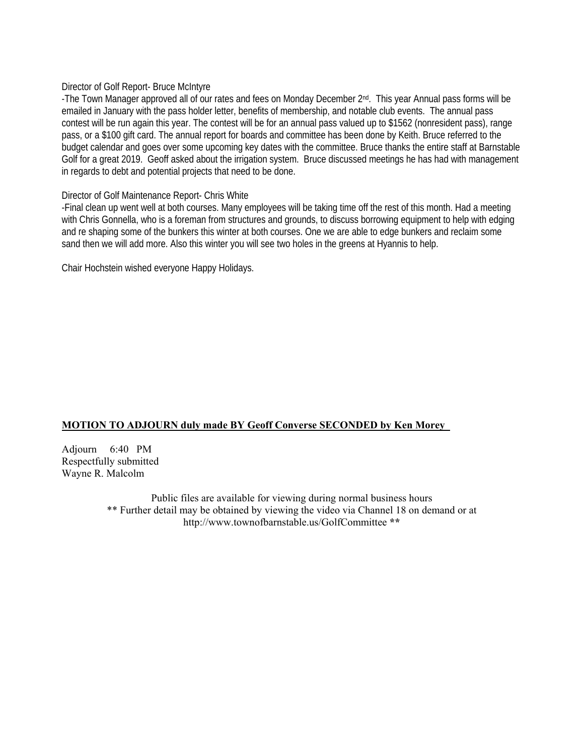Director of Golf Report- Bruce McIntyre

-The Town Manager approved all of our rates and fees on Monday December 2nd. This year Annual pass forms will be emailed in January with the pass holder letter, benefits of membership, and notable club events. The annual pass contest will be run again this year. The contest will be for an annual pass valued up to $1562 (nonresident pass), range pass, or a $100 gift card. The annual report for boards and committee has been done by Keith. Bruce referred to the budget calendar and goes over some upcoming key dates with the committee. Bruce thanks the entire staff at Barnstable Golf for a great 2019. Geoff asked about the irrigation system. Bruce discussed meetings he has had with management in regards to debt and potential projects that need to be done.

Director of Golf Maintenance Report- Chris White

-Final clean up went well at both courses. Many employees will be taking time off the rest of this month. Had a meeting with Chris Gonnella, who is a foreman from structures and grounds, to discuss borrowing equipment to help with edging and re shaping some of the bunkers this winter at both courses. One we are able to edge bunkers and reclaim some sand then we will add more. Also this winter you will see two holes in the greens at Hyannis to help.

Chair Hochstein wished everyone Happy Holidays.

**MOTION TO ADJOURN duly made BY Geoff Converse SECONDED by Ken Morey**

Adjourn 6:40 PM
Respectfully submitted
Wayne R. Malcolm

Public files are available for viewing during normal business hours
** Further detail may be obtained by viewing the video via Channel 18 on demand or at http://www.townofbarnstable.us/GolfCommittee **